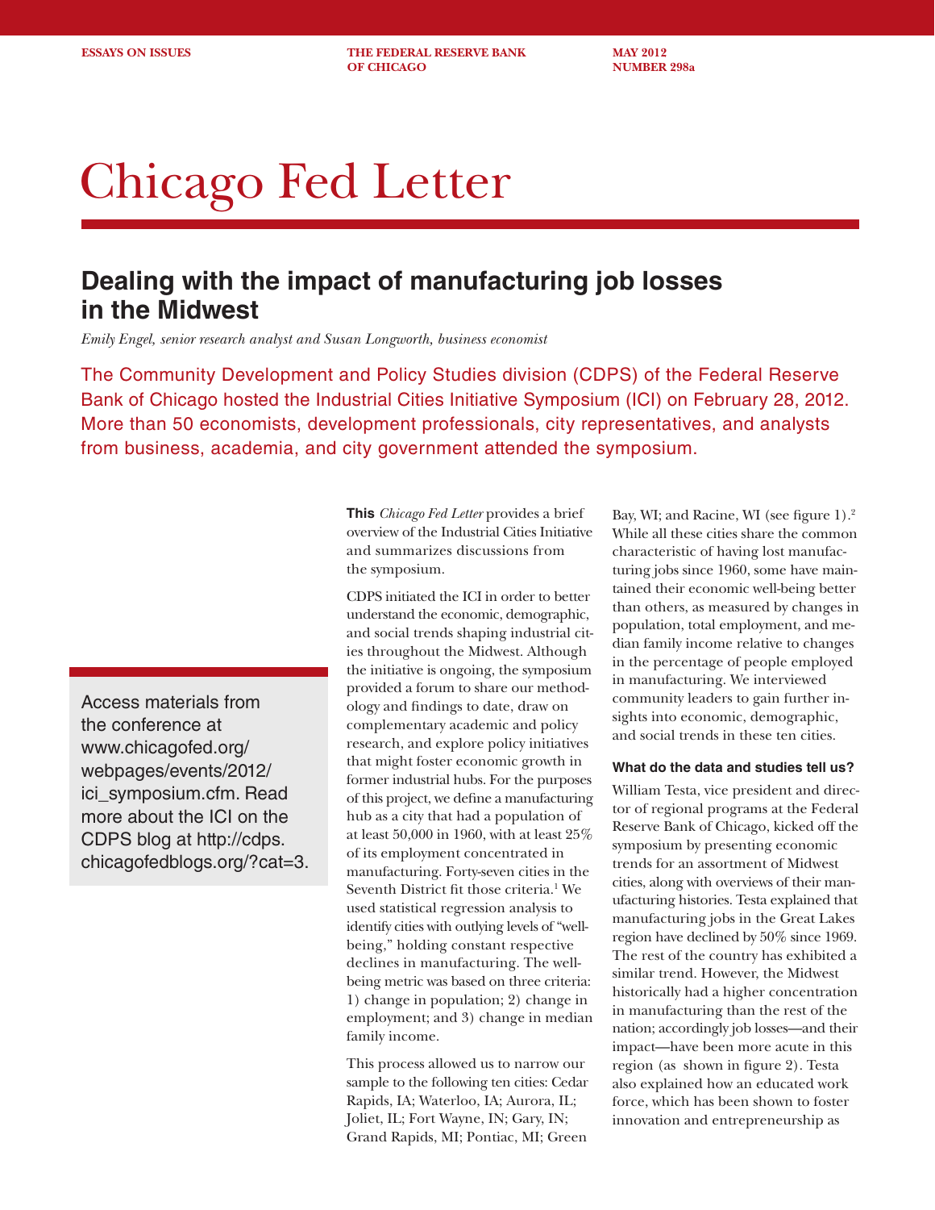ESSAYS ON ISSUES | THE FEDERAL RESERVE BANK OF CHICAGO | MAY 2012 NUMBER 298a

# Chicago Fed Letter

## Dealing with the impact of manufacturing job losses in the Midwest

*Emily Engel, senior research analyst and Susan Longworth, business economist*

The Community Development and Policy Studies division (CDPS) of the Federal Reserve Bank of Chicago hosted the Industrial Cities Initiative Symposium (ICI) on February 28, 2012. More than 50 economists, development professionals, city representatives, and analysts from business, academia, and city government attended the symposium.

Access materials from the conference at www.chicagofed.org/webpages/events/2012/ici_symposium.cfm. Read more about the ICI on the CDPS blog at http://cdps.chicagofedblogs.org/?cat=3.

**This** *Chicago Fed Letter* provides a brief overview of the Industrial Cities Initiative and summarizes discussions from the symposium.

CDPS initiated the ICI in order to better understand the economic, demographic, and social trends shaping industrial cities throughout the Midwest. Although the initiative is ongoing, the symposium provided a forum to share our methodology and findings to date, draw on complementary academic and policy research, and explore policy initiatives that might foster economic growth in former industrial hubs. For the purposes of this project, we define a manufacturing hub as a city that had a population of at least 50,000 in 1960, with at least 25% of its employment concentrated in manufacturing. Forty-seven cities in the Seventh District fit those criteria.[1] We used statistical regression analysis to identify cities with outlying levels of "well-being," holding constant respective declines in manufacturing. The well-being metric was based on three criteria: 1) change in population; 2) change in employment; and 3) change in median family income.

This process allowed us to narrow our sample to the following ten cities: Cedar Rapids, IA; Waterloo, IA; Aurora, IL; Joliet, IL; Fort Wayne, IN; Gary, IN; Grand Rapids, MI; Pontiac, MI; Green Bay, WI; and Racine, WI (see figure 1).[2] While all these cities share the common characteristic of having lost manufacturing jobs since 1960, some have maintained their economic well-being better than others, as measured by changes in population, total employment, and median family income relative to changes in the percentage of people employed in manufacturing. We interviewed community leaders to gain further insights into economic, demographic, and social trends in these ten cities.

#### What do the data and studies tell us?

William Testa, vice president and director of regional programs at the Federal Reserve Bank of Chicago, kicked off the symposium by presenting economic trends for an assortment of Midwest cities, along with overviews of their manufacturing histories. Testa explained that manufacturing jobs in the Great Lakes region have declined by 50% since 1969. The rest of the country has exhibited a similar trend. However, the Midwest historically had a higher concentration in manufacturing than the rest of the nation; accordingly job losses—and their impact—have been more acute in this region (as shown in figure 2). Testa also explained how an educated work force, which has been shown to foster innovation and entrepreneurship as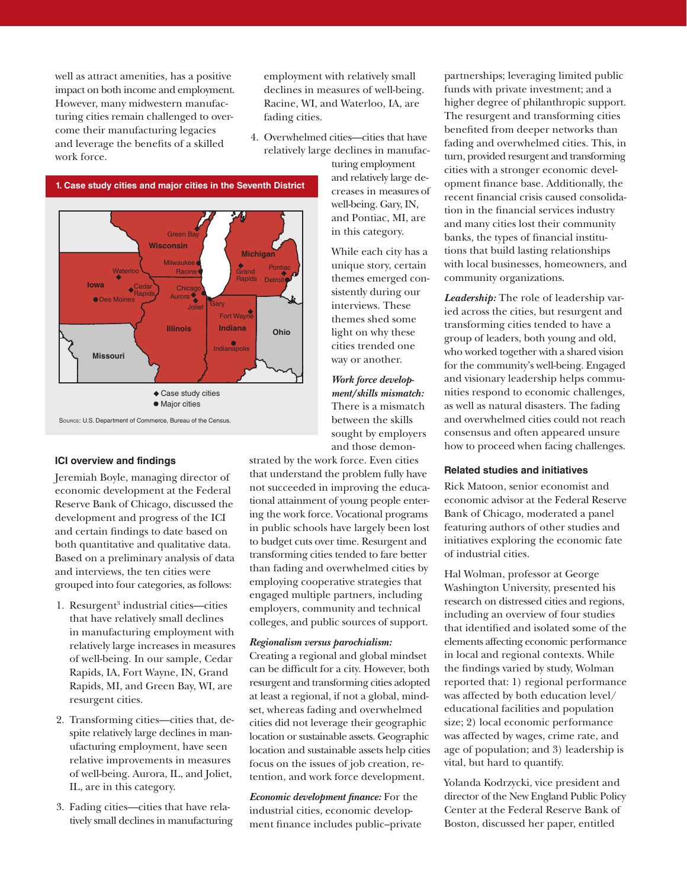well as attract amenities, has a positive impact on both income and employment. However, many midwestern manufacturing cities remain challenged to overcome their manufacturing legacies and leverage the benefits of a skilled work force.

**1. Case study cities and major cities in the Seventh District**

◆ Case study cities
● Major cities

Source: U.S. Department of Commerce, Bureau of the Census.

### ICI overview and findings

Jeremiah Boyle, managing director of economic development at the Federal Reserve Bank of Chicago, discussed the development and progress of the ICI and certain findings to date based on both quantitative and qualitative data. Based on a preliminary analysis of data and interviews, the ten cities were grouped into four categories, as follows:

1. Resurgent[3] industrial cities—cities that have relatively small declines in manufacturing employment with relatively large increases in measures of well-being. In our sample, Cedar Rapids, IA, Fort Wayne, IN, Grand Rapids, MI, and Green Bay, WI, are resurgent cities.
2. Transforming cities—cities that, despite relatively large declines in manufacturing employment, have seen relative improvements in measures of well-being. Aurora, IL, and Joliet, IL, are in this category.
3. Fading cities—cities that have relatively small declines in manufacturing employment with relatively small declines in measures of well-being. Racine, WI, and Waterloo, IA, are fading cities.
4. Overwhelmed cities—cities that have relatively large declines in manufacturing employment and relatively large decreases in measures of well-being. Gary, IN, and Pontiac, MI, are in this category.

While each city has a unique story, certain themes emerged consistently during our interviews. These themes shed some light on why these cities trended one way or another.

***Work force development/skills mismatch:*** There is a mismatch between the skills sought by employers and those demonstrated by the work force. Even cities that understand the problem fully have not succeeded in improving the educational attainment of young people entering the work force. Vocational programs in public schools have largely been lost to budget cuts over time. Resurgent and transforming cities tended to fare better than fading and overwhelmed cities by employing cooperative strategies that engaged multiple partners, including employers, community and technical colleges, and public sources of support.

***Regionalism versus parochialism:*** Creating a regional and global mindset can be difficult for a city. However, both resurgent and transforming cities adopted at least a regional, if not a global, mindset, whereas fading and overwhelmed cities did not leverage their geographic location or sustainable assets. Geographic location and sustainable assets help cities focus on the issues of job creation, retention, and work force development.

***Economic development finance:*** For the industrial cities, economic development finance includes public–private partnerships; leveraging limited public funds with private investment; and a higher degree of philanthropic support. The resurgent and transforming cities benefited from deeper networks than fading and overwhelmed cities. This, in turn, provided resurgent and transforming cities with a stronger economic development finance base. Additionally, the recent financial crisis caused consolidation in the financial services industry and many cities lost their community banks, the types of financial institutions that build lasting relationships with local businesses, homeowners, and community organizations.

***Leadership:*** The role of leadership varied across the cities, but resurgent and transforming cities tended to have a group of leaders, both young and old, who worked together with a shared vision for the community's well-being. Engaged and visionary leadership helps communities respond to economic challenges, as well as natural disasters. The fading and overwhelmed cities could not reach consensus and often appeared unsure how to proceed when facing challenges.

### Related studies and initiatives

Rick Mattoon, senior economist and economic advisor at the Federal Reserve Bank of Chicago, moderated a panel featuring authors of other studies and initiatives exploring the economic fate of industrial cities.

Hal Wolman, professor at George Washington University, presented his research on distressed cities and regions, including an overview of four studies that identified and isolated some of the elements affecting economic performance in local and regional contexts. While the findings varied by study, Wolman reported that: 1) regional performance was affected by both education level/educational facilities and population size; 2) local economic performance was affected by wages, crime rate, and age of population; and 3) leadership is vital, but hard to quantify.

Yolanda Kodrzycki, vice president and director of the New England Public Policy Center at the Federal Reserve Bank of Boston, discussed her paper, entitled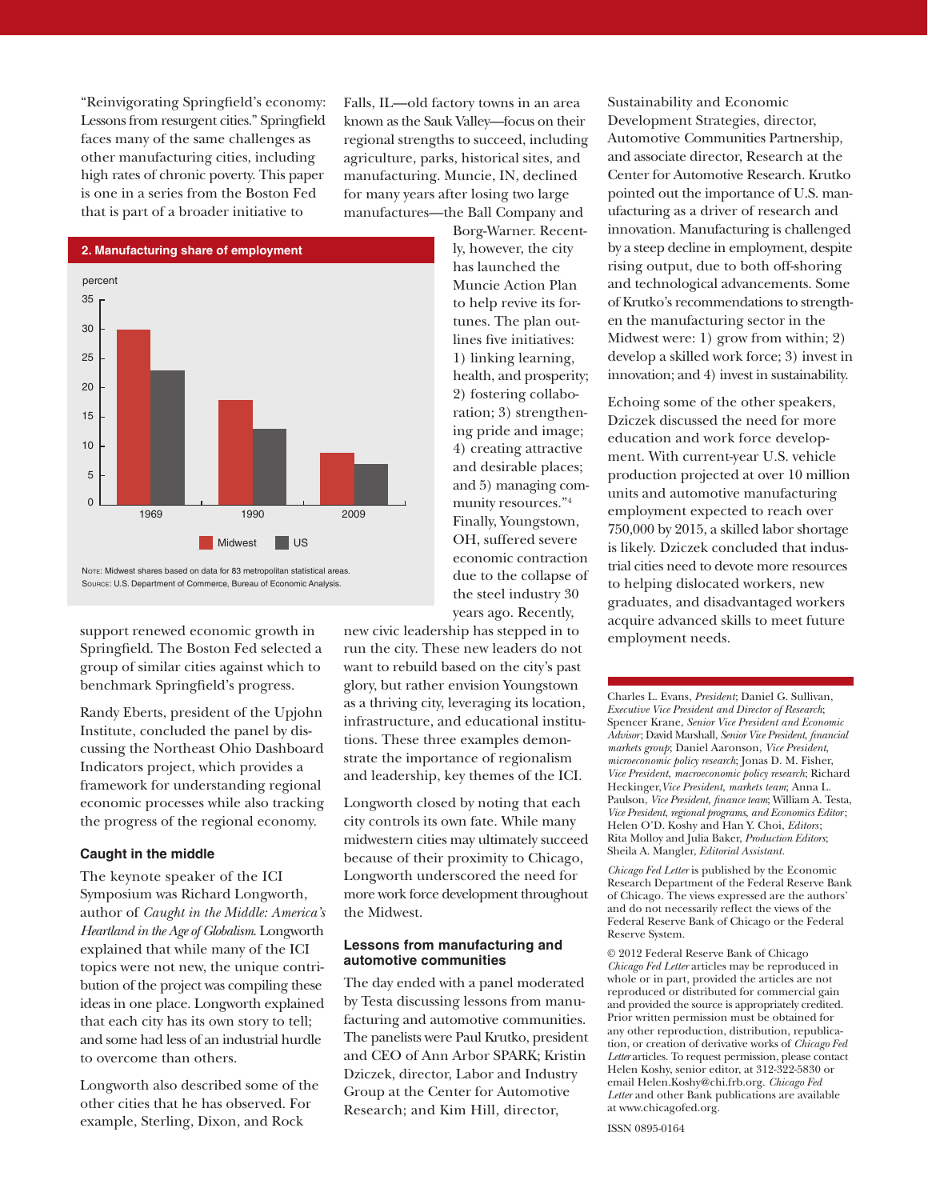"Reinvigorating Springfield's economy: Lessons from resurgent cities." Springfield faces many of the same challenges as other manufacturing cities, including high rates of chronic poverty. This paper is one in a series from the Boston Fed that is part of a broader initiative to support renewed economic growth in Springfield. The Boston Fed selected a group of similar cities against which to benchmark Springfield's progress.

**2. Manufacturing share of employment**

| | Midwest | US |
|---|---|---|
| 1969 | 30 | 23 |
| 1990 | 18 | 13 |
| 2009 | 9 | 7 |

percent

Note: Midwest shares based on data for 83 metropolitan statistical areas.
Source: U.S. Department of Commerce, Bureau of Economic Analysis.

Randy Eberts, president of the Upjohn Institute, concluded the panel by discussing the Northeast Ohio Dashboard Indicators project, which provides a framework for understanding regional economic processes while also tracking the progress of the regional economy.

### Caught in the middle

The keynote speaker of the ICI Symposium was Richard Longworth, author of *Caught in the Middle: America's Heartland in the Age of Globalism*. Longworth explained that while many of the ICI topics were not new, the unique contribution of the project was compiling these ideas in one place. Longworth explained that each city has its own story to tell; and some had less of an industrial hurdle to overcome than others.

Longworth also described some of the other cities that he has observed. For example, Sterling, Dixon, and Rock Falls, IL—old factory towns in an area known as the Sauk Valley—focus on their regional strengths to succeed, including agriculture, parks, historical sites, and manufacturing. Muncie, IN, declined for many years after losing two large manufactures—the Ball Company and Borg-Warner. Recently, however, the city has launched the Muncie Action Plan to help revive its fortunes. The plan outlines five initiatives: 1) linking learning, health, and prosperity; 2) fostering collaboration; 3) strengthening pride and image; 4) creating attractive and desirable places; and 5) managing community resources."[4] Finally, Youngstown, OH, suffered severe economic contraction due to the collapse of the steel industry 30 years ago. Recently, new civic leadership has stepped in to run the city. These new leaders do not want to rebuild based on the city's past glory, but rather envision Youngstown as a thriving city, leveraging its location, infrastructure, and educational institutions. These three examples demonstrate the importance of regionalism and leadership, key themes of the ICI.

Longworth closed by noting that each city controls its own fate. While many midwestern cities may ultimately succeed because of their proximity to Chicago, Longworth underscored the need for more work force development throughout the Midwest.

### Lessons from manufacturing and automotive communities

The day ended with a panel moderated by Testa discussing lessons from manufacturing and automotive communities. The panelists were Paul Krutko, president and CEO of Ann Arbor SPARK; Kristin Dziczek, director, Labor and Industry Group at the Center for Automotive Research; and Kim Hill, director, Sustainability and Economic Development Strategies, director, Automotive Communities Partnership, and associate director, Research at the Center for Automotive Research. Krutko pointed out the importance of U.S. manufacturing as a driver of research and innovation. Manufacturing is challenged by a steep decline in employment, despite rising output, due to both off-shoring and technological advancements. Some of Krutko's recommendations to strengthen the manufacturing sector in the Midwest were: 1) grow from within; 2) develop a skilled work force; 3) invest in innovation; and 4) invest in sustainability.

Echoing some of the other speakers, Dziczek discussed the need for more education and work force development. With current-year U.S. vehicle production projected at over 10 million units and automotive manufacturing employment expected to reach over 750,000 by 2015, a skilled labor shortage is likely. Dziczek concluded that industrial cities need to devote more resources to helping dislocated workers, new graduates, and disadvantaged workers acquire advanced skills to meet future employment needs.

---

Charles L. Evans, *President*; Daniel G. Sullivan, *Executive Vice President and Director of Research*; Spencer Krane, *Senior Vice President and Economic Advisor*; David Marshall, *Senior Vice President, financial markets group*; Daniel Aaronson, *Vice President, microeconomic policy research*; Jonas D. M. Fisher, *Vice President, macroeconomic policy research*; Richard Heckinger, *Vice President, markets team*; Anna L. Paulson, *Vice President, finance team*; William A. Testa, *Vice President, regional programs, and Economics Editor*; Helen O'D. Koshy and Han Y. Choi, *Editors*; Rita Molloy and Julia Baker, *Production Editors*; Sheila A. Mangler, *Editorial Assistant.*

*Chicago Fed Letter* is published by the Economic Research Department of the Federal Reserve Bank of Chicago. The views expressed are the authors' and do not necessarily reflect the views of the Federal Reserve Bank of Chicago or the Federal Reserve System.

© 2012 Federal Reserve Bank of Chicago
*Chicago Fed Letter* articles may be reproduced in whole or in part, provided the articles are not reproduced or distributed for commercial gain and provided the source is appropriately credited. Prior written permission must be obtained for any other reproduction, distribution, republication, or creation of derivative works of *Chicago Fed Letter* articles. To request permission, please contact Helen Koshy, senior editor, at 312-322-5830 or email Helen.Koshy@chi.frb.org. *Chicago Fed Letter* and other Bank publications are available at www.chicagofed.org.

ISSN 0895-0164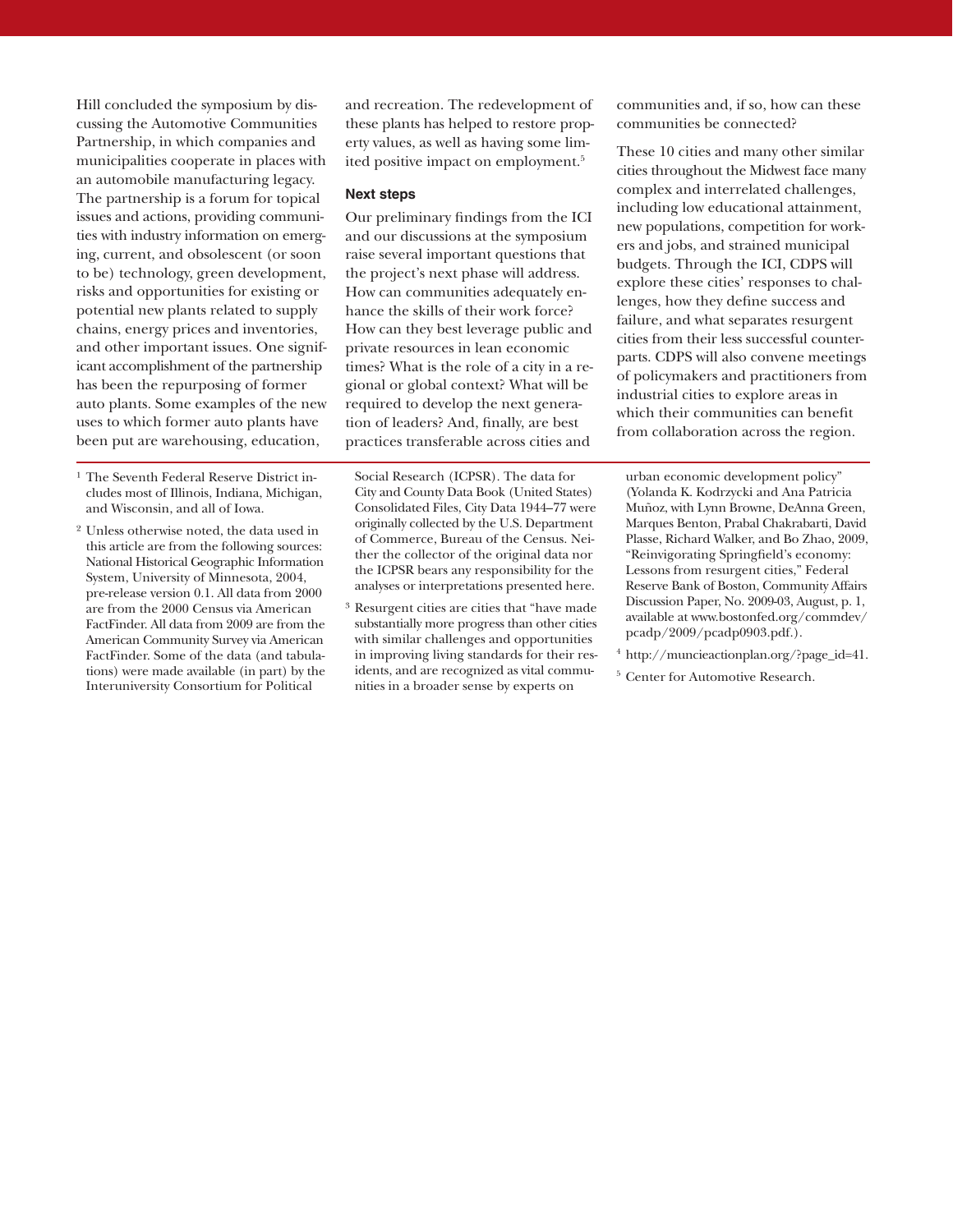Hill concluded the symposium by discussing the Automotive Communities Partnership, in which companies and municipalities cooperate in places with an automobile manufacturing legacy. The partnership is a forum for topical issues and actions, providing communities with industry information on emerging, current, and obsolescent (or soon to be) technology, green development, risks and opportunities for existing or potential new plants related to supply chains, energy prices and inventories, and other important issues. One significant accomplishment of the partnership has been the repurposing of former auto plants. Some examples of the new uses to which former auto plants have been put are warehousing, education, and recreation. The redevelopment of these plants has helped to restore property values, as well as having some limited positive impact on employment.[5]

### Next steps

Our preliminary findings from the ICI and our discussions at the symposium raise several important questions that the project's next phase will address. How can communities adequately enhance the skills of their work force? How can they best leverage public and private resources in lean economic times? What is the role of a city in a regional or global context? What will be required to develop the next generation of leaders? And, finally, are best practices transferable across cities and communities and, if so, how can these communities be connected?

These 10 cities and many other similar cities throughout the Midwest face many complex and interrelated challenges, including low educational attainment, new populations, competition for workers and jobs, and strained municipal budgets. Through the ICI, CDPS will explore these cities' responses to challenges, how they define success and failure, and what separates resurgent cities from their less successful counterparts. CDPS will also convene meetings of policymakers and practitioners from industrial cities to explore areas in which their communities can benefit from collaboration across the region.

---

[1] The Seventh Federal Reserve District includes most of Illinois, Indiana, Michigan, and Wisconsin, and all of Iowa.

[2] Unless otherwise noted, the data used in this article are from the following sources: National Historical Geographic Information System, University of Minnesota, 2004, pre-release version 0.1. All data from 2000 are from the 2000 Census via American FactFinder. All data from 2009 are from the American Community Survey via American FactFinder. Some of the data (and tabulations) were made available (in part) by the Interuniversity Consortium for Political Social Research (ICPSR). The data for City and County Data Book (United States) Consolidated Files, City Data 1944–77 were originally collected by the U.S. Department of Commerce, Bureau of the Census. Neither the collector of the original data nor the ICPSR bears any responsibility for the analyses or interpretations presented here.

[3] Resurgent cities are cities that "have made substantially more progress than other cities with similar challenges and opportunities in improving living standards for their residents, and are recognized as vital communities in a broader sense by experts on urban economic development policy" (Yolanda K. Kodrzycki and Ana Patricia Muñoz, with Lynn Browne, DeAnna Green, Marques Benton, Prabal Chakrabarti, David Plasse, Richard Walker, and Bo Zhao, 2009, "Reinvigorating Springfield's economy: Lessons from resurgent cities," Federal Reserve Bank of Boston, Community Affairs Discussion Paper, No. 2009-03, August, p. 1, available at www.bostonfed.org/commdev/pcadp/2009/pcadp0903.pdf.).

[4] http://muncieactionplan.org/?page_id=41.

[5] Center for Automotive Research.